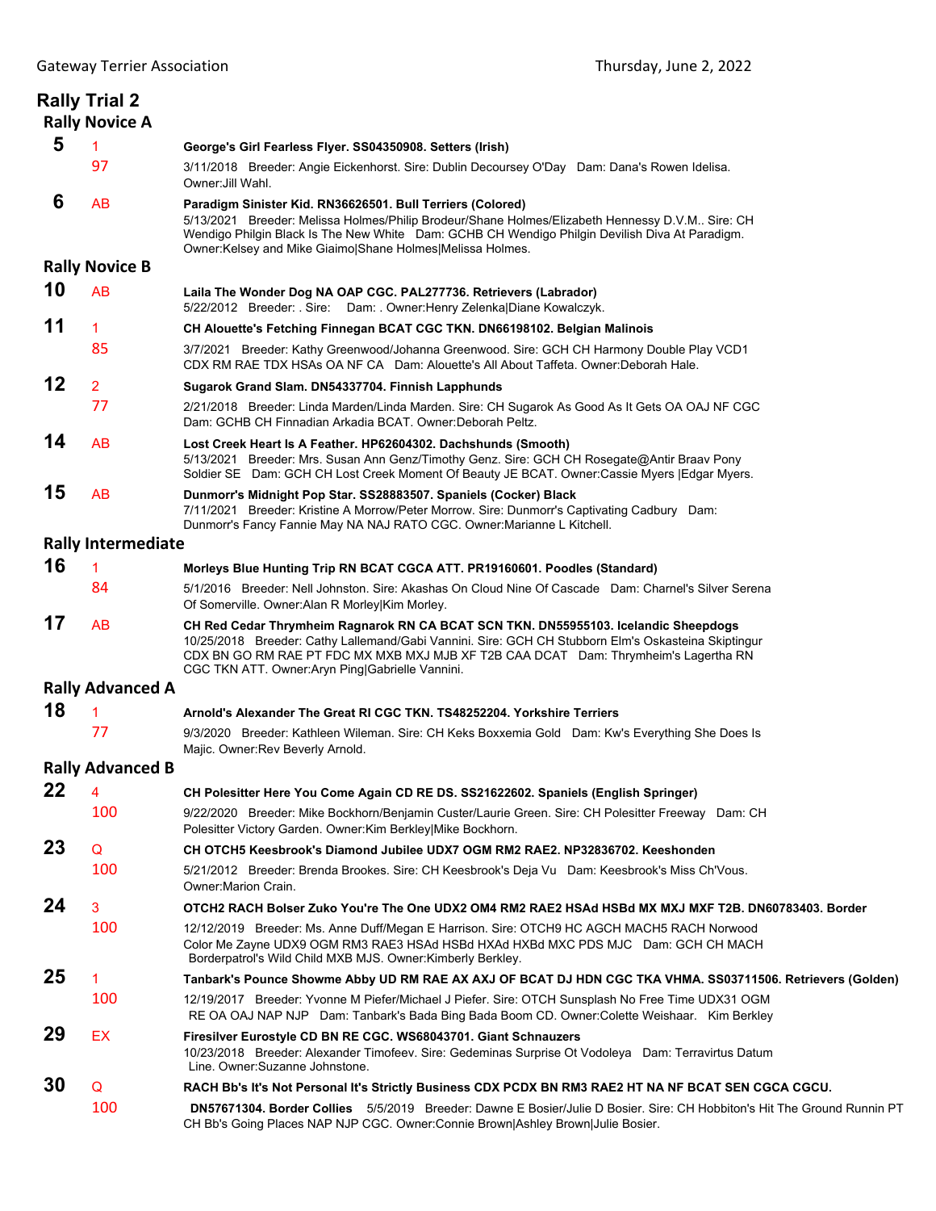Gateway Terrier Association — Thursday, June 2, 2022

# Rally Trial 2

## Rally Novice A

**5** — 1 — 97

**George's Girl Fearless Flyer. SS04350908. Setters (Irish)**
3/11/2018 Breeder: Angie Eickenhorst. Sire: Dublin Decoursey O'Day Dam: Dana's Rowen Idelisa. Owner:Jill Wahl.

**6** — AB

**Paradigm Sinister Kid. RN36626501. Bull Terriers (Colored)**
5/13/2021 Breeder: Melissa Holmes/Philip Brodeur/Shane Holmes/Elizabeth Hennessy D.V.M.. Sire: CH Wendigo Philgin Black Is The New White Dam: GCHB CH Wendigo Philgin Devilish Diva At Paradigm. Owner:Kelsey and Mike Giaimo|Shane Holmes|Melissa Holmes.

## Rally Novice B

**10** — AB

**Laila The Wonder Dog NA OAP CGC. PAL277736. Retrievers (Labrador)**
5/22/2012 Breeder: . Sire: Dam: . Owner:Henry Zelenka|Diane Kowalczyk.

**11** — 1 — 85

**CH Alouette's Fetching Finnegan BCAT CGC TKN. DN66198102. Belgian Malinois**
3/7/2021 Breeder: Kathy Greenwood/Johanna Greenwood. Sire: GCH CH Harmony Double Play VCD1 CDX RM RAE TDX HSAs OA NF CA Dam: Alouette's All About Taffeta. Owner:Deborah Hale.

**12** — 2 — 77

**Sugarok Grand Slam. DN54337704. Finnish Lapphunds**
2/21/2018 Breeder: Linda Marden/Linda Marden. Sire: CH Sugarok As Good As It Gets OA OAJ NF CGC Dam: GCHB CH Finnadian Arkadia BCAT. Owner:Deborah Peltz.

**14** — AB

**Lost Creek Heart Is A Feather. HP62604302. Dachshunds (Smooth)**
5/13/2021 Breeder: Mrs. Susan Ann Genz/Timothy Genz. Sire: GCH CH Rosegate@Antir Braav Pony Soldier SE Dam: GCH CH Lost Creek Moment Of Beauty JE BCAT. Owner:Cassie Myers |Edgar Myers.

**15** — AB

**Dunmorr's Midnight Pop Star. SS28883507. Spaniels (Cocker) Black**
7/11/2021 Breeder: Kristine A Morrow/Peter Morrow. Sire: Dunmorr's Captivating Cadbury Dam: Dunmorr's Fancy Fannie May NA NAJ RATO CGC. Owner:Marianne L Kitchell.

## Rally Intermediate

**16** — 1 — 84

**Morleys Blue Hunting Trip RN BCAT CGCA ATT. PR19160601. Poodles (Standard)**
5/1/2016 Breeder: Nell Johnston. Sire: Akashas On Cloud Nine Of Cascade Dam: Charnel's Silver Serena Of Somerville. Owner:Alan R Morley|Kim Morley.

**17** — AB

**CH Red Cedar Thrymheim Ragnarok RN CA BCAT SCN TKN. DN55955103. Icelandic Sheepdogs**
10/25/2018 Breeder: Cathy Lallemand/Gabi Vannini. Sire: GCH CH Stubborn Elm's Oskasteina Skiptingur CDX BN GO RM RAE PT FDC MX MXB MXJ MJB XF T2B CAA DCAT Dam: Thrymheim's Lagertha RN CGC TKN ATT. Owner:Aryn Ping|Gabrielle Vannini.

## Rally Advanced A

**18** — 1 — 77

**Arnold's Alexander The Great RI CGC TKN. TS48252204. Yorkshire Terriers**
9/3/2020 Breeder: Kathleen Wileman. Sire: CH Keks Boxxemia Gold Dam: Kw's Everything She Does Is Majic. Owner:Rev Beverly Arnold.

## Rally Advanced B

**22** — 4 — 100

**CH Polesitter Here You Come Again CD RE DS. SS21622602. Spaniels (English Springer)**
9/22/2020 Breeder: Mike Bockhorn/Benjamin Custer/Laurie Green. Sire: CH Polesitter Freeway Dam: CH Polesitter Victory Garden. Owner:Kim Berkley|Mike Bockhorn.

**23** — Q — 100

**CH OTCH5 Keesbrook's Diamond Jubilee UDX7 OGM RM2 RAE2. NP32836702. Keeshonden**
5/21/2012 Breeder: Brenda Brookes. Sire: CH Keesbrook's Deja Vu Dam: Keesbrook's Miss Ch'Vous. Owner:Marion Crain.

**24** — 3 — 100

**OTCH2 RACH Bolser Zuko You're The One UDX2 OM4 RM2 RAE2 HSAd HSBd MX MXJ MXF T2B. DN60783403. Border**
12/12/2019 Breeder: Ms. Anne Duff/Megan E Harrison. Sire: OTCH9 HC AGCH MACH5 RACH Norwood Color Me Zayne UDX9 OGM RM3 RAE3 HSAd HSBd HXAd HXBd MXC PDS MJC Dam: GCH CH MACH Borderpatrol's Wild Child MXB MJS. Owner:Kimberly Berkley.

**25** — 1 — 100

**Tanbark's Pounce Showme Abby UD RM RAE AX AXJ OF BCAT DJ HDN CGC TKA VHMA. SS03711506. Retrievers (Golden)**
12/19/2017 Breeder: Yvonne M Piefer/Michael J Piefer. Sire: OTCH Sunsplash No Free Time UDX31 OGM RE OA OAJ NAP NJP Dam: Tanbark's Bada Bing Bada Boom CD. Owner:Colette Weishaar. Kim Berkley

**29** — EX

**Firesilver Eurostyle CD BN RE CGC. WS68043701. Giant Schnauzers**
10/23/2018 Breeder: Alexander Timofeev. Sire: Gedeminas Surprise Ot Vodoleya Dam: Terravirtus Datum Line. Owner:Suzanne Johnstone.

**30** — Q — 100

**RACH Bb's It's Not Personal It's Strictly Business CDX PCDX BN RM3 RAE2 HT NA NF BCAT SEN CGCA CGCU. DN57671304. Border Collies**
5/5/2019 Breeder: Dawne E Bosier/Julie D Bosier. Sire: CH Hobbiton's Hit The Ground Runnin PT CH Bb's Going Places NAP NJP CGC. Owner:Connie Brown|Ashley Brown|Julie Bosier.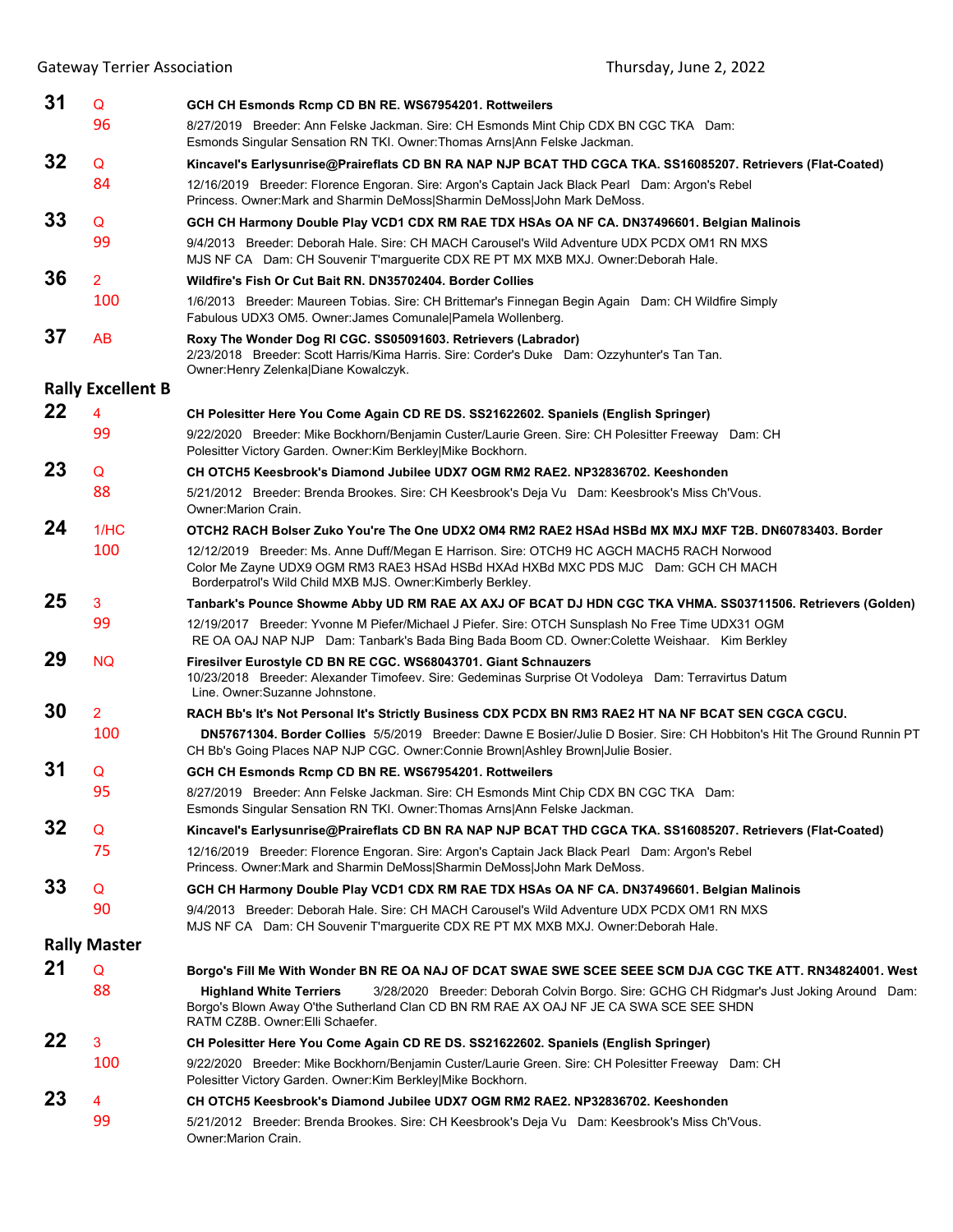**31** Q **96**
**GCH CH Esmonds Rcmp CD BN RE. WS67954201. Rottweilers**
8/27/2019 Breeder: Ann Felske Jackman. Sire: CH Esmonds Mint Chip CDX BN CGC TKA Dam: Esmonds Singular Sensation RN TKI. Owner:Thomas Arns|Ann Felske Jackman.

**32** Q **84**
**Kincavel's Earlysunrise@Praireflats CD BN RA NAP NJP BCAT THD CGCA TKA. SS16085207. Retrievers (Flat-Coated)**
12/16/2019 Breeder: Florence Engoran. Sire: Argon's Captain Jack Black Pearl Dam: Argon's Rebel Princess. Owner:Mark and Sharmin DeMoss|Sharmin DeMoss|John Mark DeMoss.

**33** Q **99**
**GCH CH Harmony Double Play VCD1 CDX RM RAE TDX HSAs OA NF CA. DN37496601. Belgian Malinois**
9/4/2013 Breeder: Deborah Hale. Sire: CH MACH Carousel's Wild Adventure UDX PCDX OM1 RN MXS MJS NF CA Dam: CH Souvenir T'marguerite CDX RE PT MX MXB MXJ. Owner:Deborah Hale.

**36** 2 **100**
**Wildfire's Fish Or Cut Bait RN. DN35702404. Border Collies**
1/6/2013 Breeder: Maureen Tobias. Sire: CH Brittemar's Finnegan Begin Again Dam: CH Wildfire Simply Fabulous UDX3 OM5. Owner:James Comunale|Pamela Wollenberg.

**37** AB
**Roxy The Wonder Dog RI CGC. SS05091603. Retrievers (Labrador)**
2/23/2018 Breeder: Scott Harris/Kima Harris. Sire: Corder's Duke Dam: Ozzyhunter's Tan Tan. Owner:Henry Zelenka|Diane Kowalczyk.

## Rally Excellent B

**22** 4 **99**
**CH Polesitter Here You Come Again CD RE DS. SS21622602. Spaniels (English Springer)**
9/22/2020 Breeder: Mike Bockhorn/Benjamin Custer/Laurie Green. Sire: CH Polesitter Freeway Dam: CH Polesitter Victory Garden. Owner:Kim Berkley|Mike Bockhorn.

**23** Q **88**
**CH OTCH5 Keesbrook's Diamond Jubilee UDX7 OGM RM2 RAE2. NP32836702. Keeshonden**
5/21/2012 Breeder: Brenda Brookes. Sire: CH Keesbrook's Deja Vu Dam: Keesbrook's Miss Ch'Vous. Owner:Marion Crain.

**24** 1/HC **100**
**OTCH2 RACH Bolser Zuko You're The One UDX2 OM4 RM2 RAE2 HSAd HSBd MX MXJ MXF T2B. DN60783403. Border**
12/12/2019 Breeder: Ms. Anne Duff/Megan E Harrison. Sire: OTCH9 HC AGCH MACH5 RACH Norwood Color Me Zayne UDX9 OGM RM3 RAE3 HSAd HSBd HXAd HXBd MXC PDS MJC Dam: GCH CH MACH Borderpatrol's Wild Child MXB MJS. Owner:Kimberly Berkley.

**25** 3 **99**
**Tanbark's Pounce Showme Abby UD RM RAE AX AXJ OF BCAT DJ HDN CGC TKA VHMA. SS03711506. Retrievers (Golden)**
12/19/2017 Breeder: Yvonne M Piefer/Michael J Piefer. Sire: OTCH Sunsplash No Free Time UDX31 OGM RE OA OAJ NAP NJP Dam: Tanbark's Bada Bing Bada Boom CD. Owner:Colette Weishaar. Kim Berkley

**29** NQ
**Firesilver Eurostyle CD BN RE CGC. WS68043701. Giant Schnauzers**
10/23/2018 Breeder: Alexander Timofeev. Sire: Gedeminas Surprise Ot Vodoleya Dam: Terravirtus Datum Line. Owner:Suzanne Johnstone.

**30** 2 **100**
**RACH Bb's It's Not Personal It's Strictly Business CDX PCDX BN RM3 RAE2 HT NA NF BCAT SEN CGCA CGCU. DN57671304. Border Collies** 5/5/2019 Breeder: Dawne E Bosier/Julie D Bosier. Sire: CH Hobbiton's Hit The Ground Runnin PT CH Bb's Going Places NAP NJP CGC. Owner:Connie Brown|Ashley Brown|Julie Bosier.

**31** Q **95**
**GCH CH Esmonds Rcmp CD BN RE. WS67954201. Rottweilers**
8/27/2019 Breeder: Ann Felske Jackman. Sire: CH Esmonds Mint Chip CDX BN CGC TKA Dam: Esmonds Singular Sensation RN TKI. Owner:Thomas Arns|Ann Felske Jackman.

**32** Q **75**
**Kincavel's Earlysunrise@Praireflats CD BN RA NAP NJP BCAT THD CGCA TKA. SS16085207. Retrievers (Flat-Coated)**
12/16/2019 Breeder: Florence Engoran. Sire: Argon's Captain Jack Black Pearl Dam: Argon's Rebel Princess. Owner:Mark and Sharmin DeMoss|Sharmin DeMoss|John Mark DeMoss.

**33** Q **90**
**GCH CH Harmony Double Play VCD1 CDX RM RAE TDX HSAs OA NF CA. DN37496601. Belgian Malinois**
9/4/2013 Breeder: Deborah Hale. Sire: CH MACH Carousel's Wild Adventure UDX PCDX OM1 RN MXS MJS NF CA Dam: CH Souvenir T'marguerite CDX RE PT MX MXB MXJ. Owner:Deborah Hale.

## Rally Master

**21** Q **88**
**Borgo's Fill Me With Wonder BN RE OA NAJ OF DCAT SWAE SWE SCEE SEEE SCM DJA CGC TKE ATT. RN34824001. West Highland White Terriers** 3/28/2020 Breeder: Deborah Colvin Borgo. Sire: GCHG CH Ridgmar's Just Joking Around Dam: Borgo's Blown Away O'the Sutherland Clan CD BN RM RAE AX OAJ NF JE CA SWA SCE SEE SHDN RATM CZ8B. Owner:Elli Schaefer.

**22** 3 **100**
**CH Polesitter Here You Come Again CD RE DS. SS21622602. Spaniels (English Springer)**
9/22/2020 Breeder: Mike Bockhorn/Benjamin Custer/Laurie Green. Sire: CH Polesitter Freeway Dam: CH Polesitter Victory Garden. Owner:Kim Berkley|Mike Bockhorn.

**23** 4 **99**
**CH OTCH5 Keesbrook's Diamond Jubilee UDX7 OGM RM2 RAE2. NP32836702. Keeshonden**
5/21/2012 Breeder: Brenda Brookes. Sire: CH Keesbrook's Deja Vu Dam: Keesbrook's Miss Ch'Vous. Owner:Marion Crain.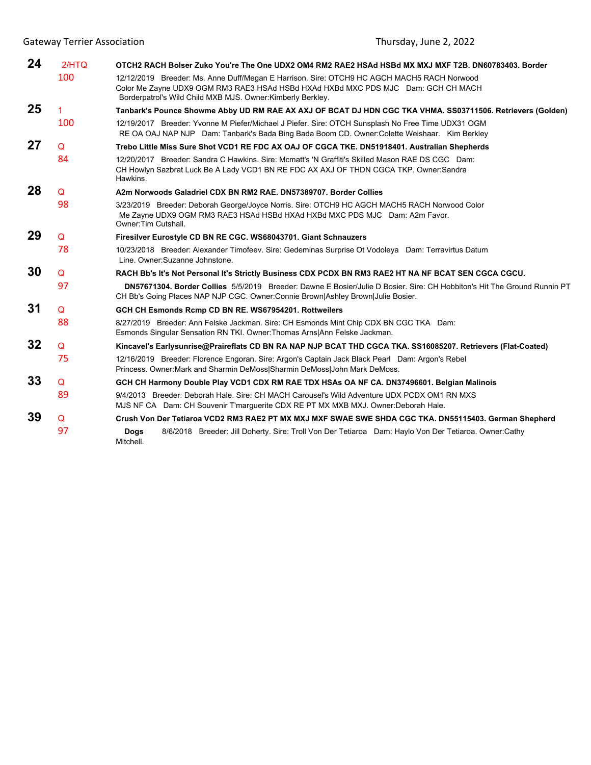**24** 2/HTQ 100

**OTCH2 RACH Bolser Zuko You're The One UDX2 OM4 RM2 RAE2 HSAd HSBd MX MXJ MXF T2B. DN60783403. Border**

12/12/2019 Breeder: Ms. Anne Duff/Megan E Harrison. Sire: OTCH9 HC AGCH MACH5 RACH Norwood Color Me Zayne UDX9 OGM RM3 RAE3 HSAd HSBd HXAd HXBd MXC PDS MJC Dam: GCH CH MACH Borderpatrol's Wild Child MXB MJS. Owner:Kimberly Berkley.

**25** 1 100

**Tanbark's Pounce Showme Abby UD RM RAE AX AXJ OF BCAT DJ HDN CGC TKA VHMA. SS03711506. Retrievers (Golden)**

12/19/2017 Breeder: Yvonne M Piefer/Michael J Piefer. Sire: OTCH Sunsplash No Free Time UDX31 OGM RE OA OAJ NAP NJP Dam: Tanbark's Bada Bing Bada Boom CD. Owner:Colette Weishaar. Kim Berkley

**27** Q 84

**Trebo Little Miss Sure Shot VCD1 RE FDC AX OAJ OF CGCA TKE. DN51918401. Australian Shepherds**

12/20/2017 Breeder: Sandra C Hawkins. Sire: Mcmatt's 'N Graffiti's Skilled Mason RAE DS CGC Dam: CH Howlyn Sazbrat Luck Be A Lady VCD1 BN RE FDC AX AXJ OF THDN CGCA TKP. Owner:Sandra Hawkins.

**28** Q 98

**A2m Norwoods Galadriel CDX BN RM2 RAE. DN57389707. Border Collies**

3/23/2019 Breeder: Deborah George/Joyce Norris. Sire: OTCH9 HC AGCH MACH5 RACH Norwood Color Me Zayne UDX9 OGM RM3 RAE3 HSAd HSBd HXAd HXBd MXC PDS MJC Dam: A2m Favor. Owner:Tim Cutshall.

**29** Q 78

**Firesilver Eurostyle CD BN RE CGC. WS68043701. Giant Schnauzers**

10/23/2018 Breeder: Alexander Timofeev. Sire: Gedeminas Surprise Ot Vodoleya Dam: Terravirtus Datum Line. Owner:Suzanne Johnstone.

**30** Q 97

**RACH Bb's It's Not Personal It's Strictly Business CDX PCDX BN RM3 RAE2 HT NA NF BCAT SEN CGCA CGCU. DN57671304. Border Collies** 5/5/2019 Breeder: Dawne E Bosier/Julie D Bosier. Sire: CH Hobbiton's Hit The Ground Runnin PT CH Bb's Going Places NAP NJP CGC. Owner:Connie Brown|Ashley Brown|Julie Bosier.

**31** Q 88

**GCH CH Esmonds Rcmp CD BN RE. WS67954201. Rottweilers**

8/27/2019 Breeder: Ann Felske Jackman. Sire: CH Esmonds Mint Chip CDX BN CGC TKA Dam: Esmonds Singular Sensation RN TKI. Owner:Thomas Arns|Ann Felske Jackman.

**32** Q 75

**Kincavel's Earlysunrise@Praireflats CD BN RA NAP NJP BCAT THD CGCA TKA. SS16085207. Retrievers (Flat-Coated)**

12/16/2019 Breeder: Florence Engoran. Sire: Argon's Captain Jack Black Pearl Dam: Argon's Rebel Princess. Owner:Mark and Sharmin DeMoss|Sharmin DeMoss|John Mark DeMoss.

**33** Q 89

**GCH CH Harmony Double Play VCD1 CDX RM RAE TDX HSAs OA NF CA. DN37496601. Belgian Malinois**

9/4/2013 Breeder: Deborah Hale. Sire: CH MACH Carousel's Wild Adventure UDX PCDX OM1 RN MXS MJS NF CA Dam: CH Souvenir T'marguerite CDX RE PT MX MXB MXJ. Owner:Deborah Hale.

**39** Q 97

**Crush Von Der Tetiaroa VCD2 RM3 RAE2 PT MX MXJ MXF SWAE SWE SHDA CGC TKA. DN55115403. German Shepherd Dogs** 8/6/2018 Breeder: Jill Doherty. Sire: Troll Von Der Tetiaroa Dam: Haylo Von Der Tetiaroa. Owner:Cathy Mitchell.